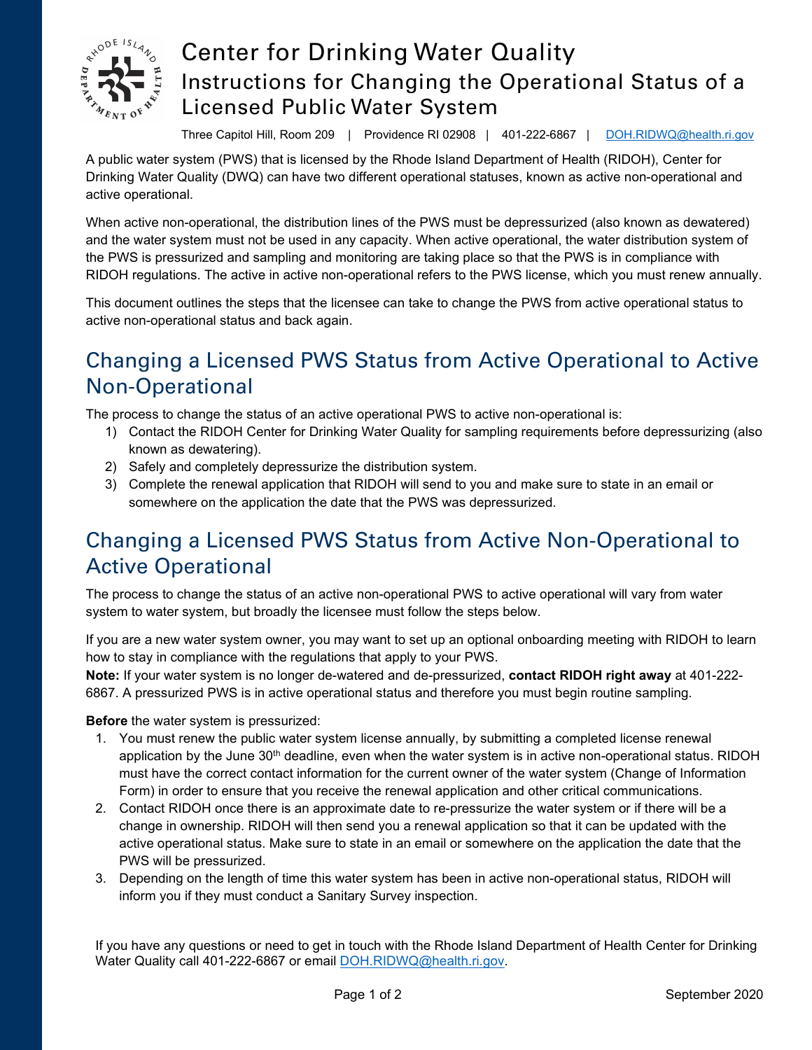# Center for Drinking Water Quality

## Instructions for Changing the Operational Status of a Licensed Public Water System

Three Capitol Hill, Room 209 | Providence RI 02908 | 401-222-6867 | DOH.RIDWQ@health.ri.gov

A public water system (PWS) that is licensed by the Rhode Island Department of Health (RIDOH), Center for Drinking Water Quality (DWQ) can have two different operational statuses, known as active non-operational and active operational.

When active non-operational, the distribution lines of the PWS must be depressurized (also known as dewatered) and the water system must not be used in any capacity. When active operational, the water distribution system of the PWS is pressurized and sampling and monitoring are taking place so that the PWS is in compliance with RIDOH regulations. The active in active non-operational refers to the PWS license, which you must renew annually.

This document outlines the steps that the licensee can take to change the PWS from active operational status to active non-operational status and back again.

## Changing a Licensed PWS Status from Active Operational to Active Non-Operational

The process to change the status of an active operational PWS to active non-operational is:

1) Contact the RIDOH Center for Drinking Water Quality for sampling requirements before depressurizing (also known as dewatering).
2) Safely and completely depressurize the distribution system.
3) Complete the renewal application that RIDOH will send to you and make sure to state in an email or somewhere on the application the date that the PWS was depressurized.

## Changing a Licensed PWS Status from Active Non-Operational to Active Operational

The process to change the status of an active non-operational PWS to active operational will vary from water system to water system, but broadly the licensee must follow the steps below.

If you are a new water system owner, you may want to set up an optional onboarding meeting with RIDOH to learn how to stay in compliance with the regulations that apply to your PWS.

**Note:** If your water system is no longer de-watered and de-pressurized, **contact RIDOH right away** at 401-222-6867. A pressurized PWS is in active operational status and therefore you must begin routine sampling.

**Before** the water system is pressurized:

1. You must renew the public water system license annually, by submitting a completed license renewal application by the June 30th deadline, even when the water system is in active non-operational status. RIDOH must have the correct contact information for the current owner of the water system (Change of Information Form) in order to ensure that you receive the renewal application and other critical communications.
2. Contact RIDOH once there is an approximate date to re-pressurize the water system or if there will be a change in ownership. RIDOH will then send you a renewal application so that it can be updated with the active operational status. Make sure to state in an email or somewhere on the application the date that the PWS will be pressurized.
3. Depending on the length of time this water system has been in active non-operational status, RIDOH will inform you if they must conduct a Sanitary Survey inspection.

If you have any questions or need to get in touch with the Rhode Island Department of Health Center for Drinking Water Quality call 401-222-6867 or email DOH.RIDWQ@health.ri.gov.

September 2020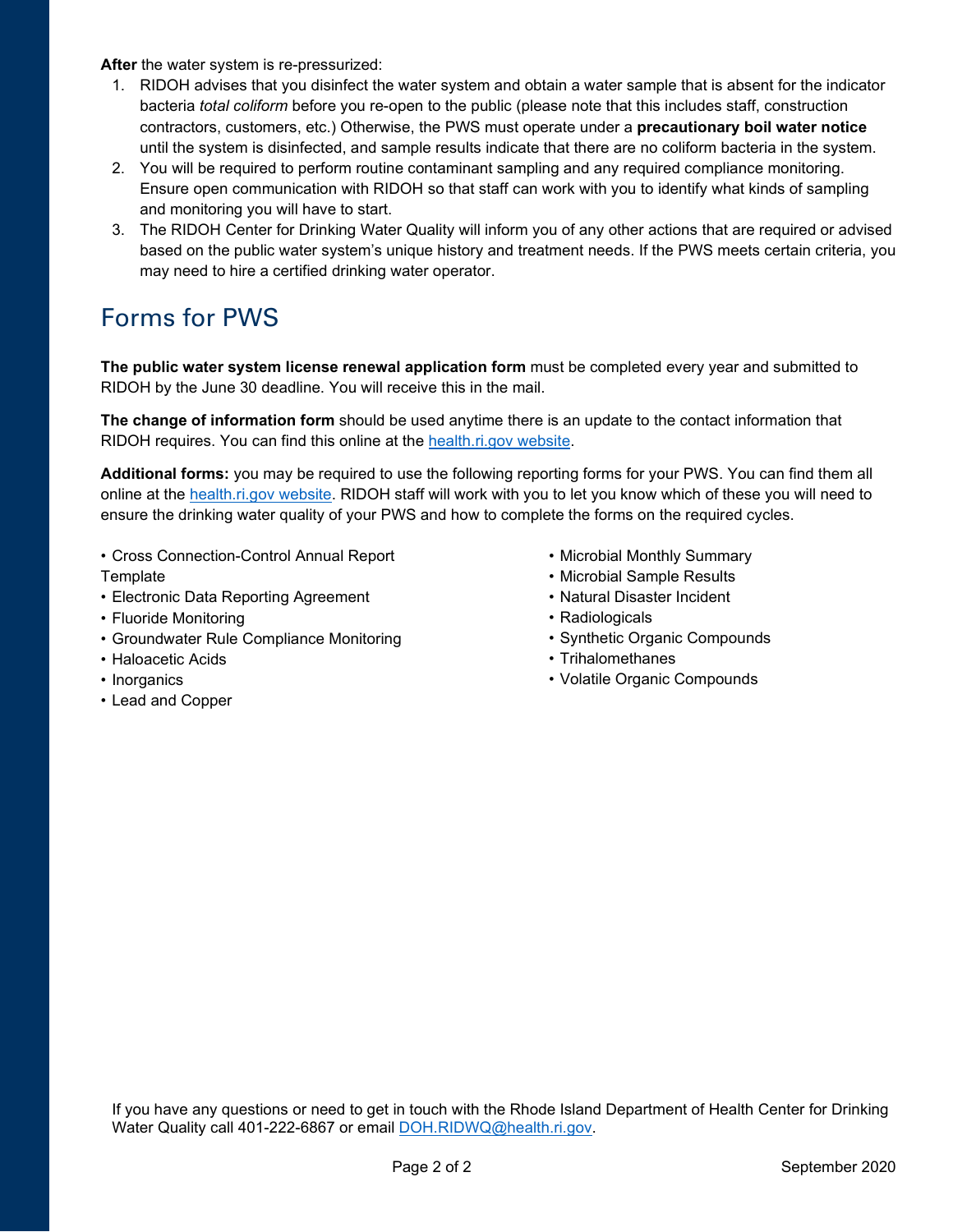**After** the water system is re-pressurized:

1. RIDOH advises that you disinfect the water system and obtain a water sample that is absent for the indicator bacteria *total coliform* before you re-open to the public (please note that this includes staff, construction contractors, customers, etc.) Otherwise, the PWS must operate under a **precautionary boil water notice** until the system is disinfected, and sample results indicate that there are no coliform bacteria in the system.
2. You will be required to perform routine contaminant sampling and any required compliance monitoring. Ensure open communication with RIDOH so that staff can work with you to identify what kinds of sampling and monitoring you will have to start.
3. The RIDOH Center for Drinking Water Quality will inform you of any other actions that are required or advised based on the public water system's unique history and treatment needs. If the PWS meets certain criteria, you may need to hire a certified drinking water operator.

## Forms for PWS

**The public water system license renewal application form** must be completed every year and submitted to RIDOH by the June 30 deadline. You will receive this in the mail.

**The change of information form** should be used anytime there is an update to the contact information that RIDOH requires. You can find this online at the health.ri.gov website.

**Additional forms:** you may be required to use the following reporting forms for your PWS. You can find them all online at the health.ri.gov website. RIDOH staff will work with you to let you know which of these you will need to ensure the drinking water quality of your PWS and how to complete the forms on the required cycles.

- Cross Connection-Control Annual Report Template
- Electronic Data Reporting Agreement
- Fluoride Monitoring
- Groundwater Rule Compliance Monitoring
- Haloacetic Acids
- Inorganics
- Lead and Copper
- Microbial Monthly Summary
- Microbial Sample Results
- Natural Disaster Incident
- Radiologicals
- Synthetic Organic Compounds
- Trihalomethanes
- Volatile Organic Compounds

If you have any questions or need to get in touch with the Rhode Island Department of Health Center for Drinking Water Quality call 401-222-6867 or email DOH.RIDWQ@health.ri.gov.

September 2020